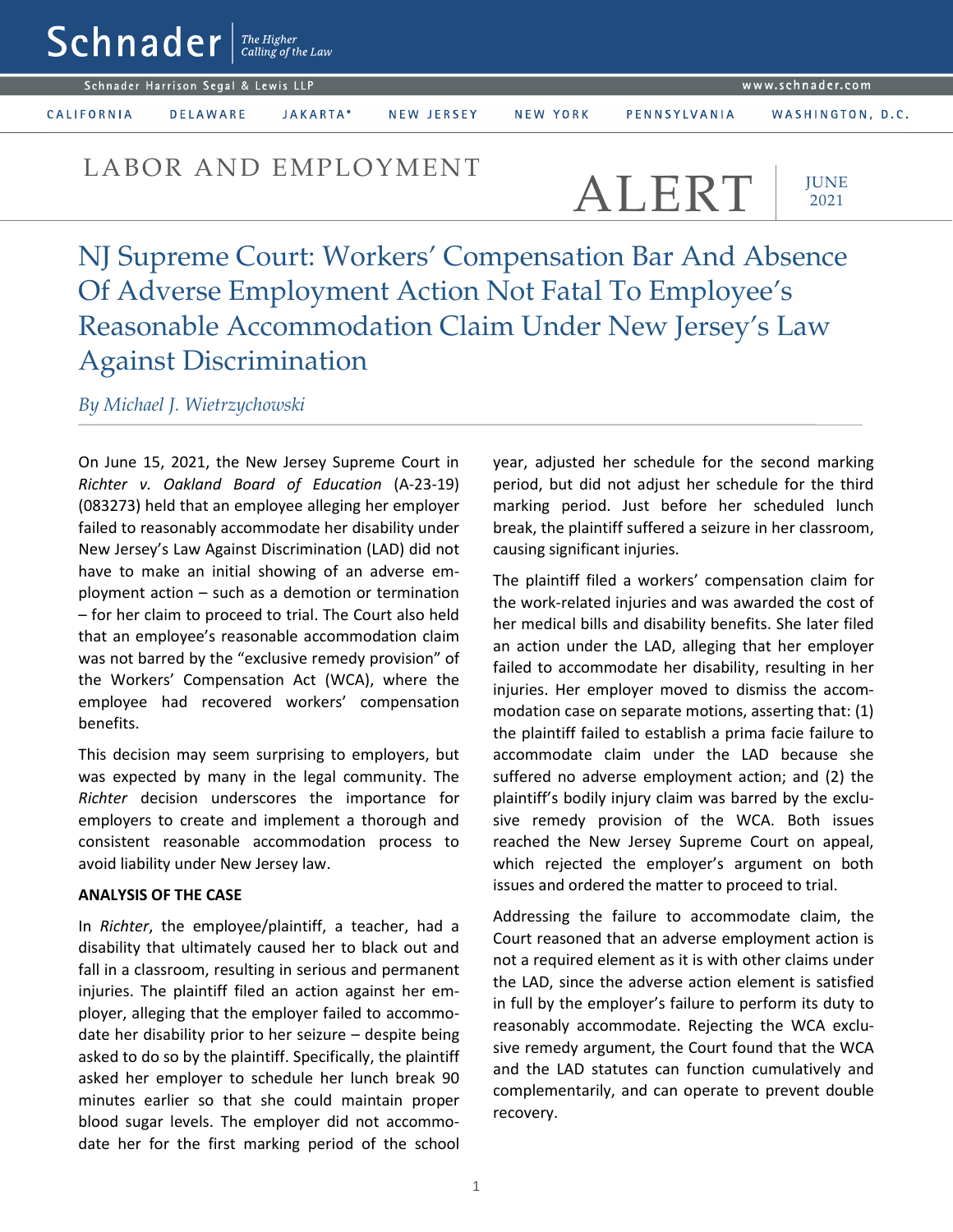# LABOR AND EMPLOYMENT ALERT

JUNE 2021

## NJ Supreme Court: Workers' Compensation Bar And Absence Of Adverse Employment Action Not Fatal To Employee's Reasonable Accommodation Claim Under New Jersey's Law Against Discrimination

*By Michael J. Wietrzychowski*

On June 15, 2021, the New Jersey Supreme Court in *Richter v. Oakland Board of Education* (A-23-19) (083273) held that an employee alleging her employer failed to reasonably accommodate her disability under New Jersey's Law Against Discrimination (LAD) did not have to make an initial showing of an adverse employment action – such as a demotion or termination – for her claim to proceed to trial. The Court also held that an employee's reasonable accommodation claim was not barred by the "exclusive remedy provision" of the Workers' Compensation Act (WCA), where the employee had recovered workers' compensation benefits.

This decision may seem surprising to employers, but was expected by many in the legal community. The *Richter* decision underscores the importance for employers to create and implement a thorough and consistent reasonable accommodation process to avoid liability under New Jersey law.

**ANALYSIS OF THE CASE**

In *Richter*, the employee/plaintiff, a teacher, had a disability that ultimately caused her to black out and fall in a classroom, resulting in serious and permanent injuries. The plaintiff filed an action against her employer, alleging that the employer failed to accommodate her disability prior to her seizure – despite being asked to do so by the plaintiff. Specifically, the plaintiff asked her employer to schedule her lunch break 90 minutes earlier so that she could maintain proper blood sugar levels. The employer did not accommodate her for the first marking period of the school year, adjusted her schedule for the second marking period, but did not adjust her schedule for the third marking period. Just before her scheduled lunch break, the plaintiff suffered a seizure in her classroom, causing significant injuries.

The plaintiff filed a workers' compensation claim for the work-related injuries and was awarded the cost of her medical bills and disability benefits. She later filed an action under the LAD, alleging that her employer failed to accommodate her disability, resulting in her injuries. Her employer moved to dismiss the accommodation case on separate motions, asserting that: (1) the plaintiff failed to establish a prima facie failure to accommodate claim under the LAD because she suffered no adverse employment action; and (2) the plaintiff's bodily injury claim was barred by the exclusive remedy provision of the WCA. Both issues reached the New Jersey Supreme Court on appeal, which rejected the employer's argument on both issues and ordered the matter to proceed to trial.

Addressing the failure to accommodate claim, the Court reasoned that an adverse employment action is not a required element as it is with other claims under the LAD, since the adverse action element is satisfied in full by the employer's failure to perform its duty to reasonably accommodate. Rejecting the WCA exclusive remedy argument, the Court found that the WCA and the LAD statutes can function cumulatively and complementarily, and can operate to prevent double recovery.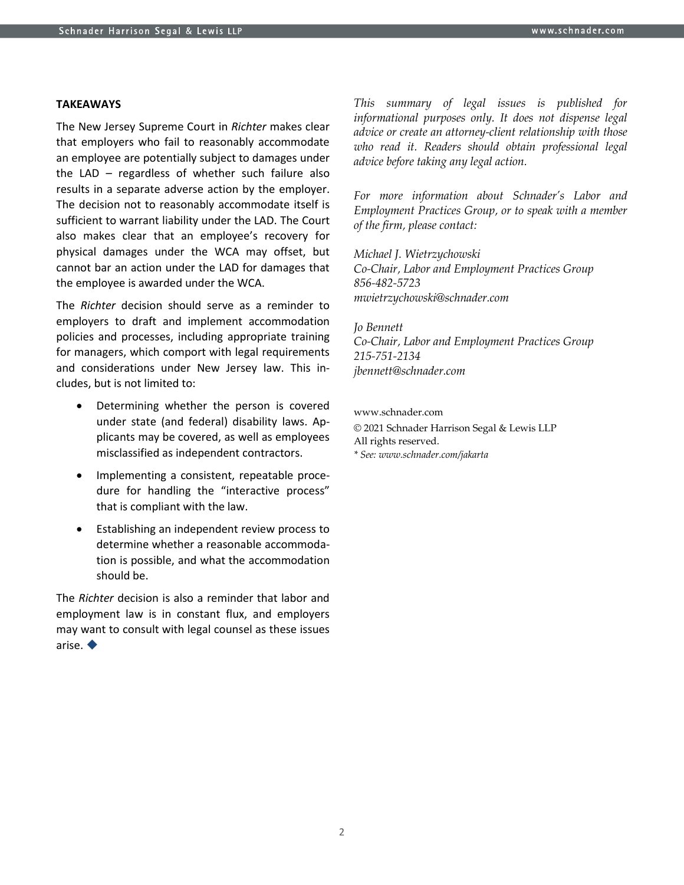**TAKEAWAYS**

The New Jersey Supreme Court in *Richter* makes clear that employers who fail to reasonably accommodate an employee are potentially subject to damages under the LAD – regardless of whether such failure also results in a separate adverse action by the employer. The decision not to reasonably accommodate itself is sufficient to warrant liability under the LAD. The Court also makes clear that an employee's recovery for physical damages under the WCA may offset, but cannot bar an action under the LAD for damages that the employee is awarded under the WCA.

The *Richter* decision should serve as a reminder to employers to draft and implement accommodation policies and processes, including appropriate training for managers, which comport with legal requirements and considerations under New Jersey law. This includes, but is not limited to:

- Determining whether the person is covered under state (and federal) disability laws. Applicants may be covered, as well as employees misclassified as independent contractors.
- Implementing a consistent, repeatable procedure for handling the "interactive process" that is compliant with the law.
- Establishing an independent review process to determine whether a reasonable accommodation is possible, and what the accommodation should be.

The *Richter* decision is also a reminder that labor and employment law is in constant flux, and employers may want to consult with legal counsel as these issues arise. ◆

*This summary of legal issues is published for informational purposes only. It does not dispense legal advice or create an attorney-client relationship with those who read it. Readers should obtain professional legal advice before taking any legal action.*

*For more information about Schnader's Labor and Employment Practices Group, or to speak with a member of the firm, please contact:*

*Michael J. Wietrzychowski*
*Co-Chair, Labor and Employment Practices Group*
*856-482-5723*
*mwietrzychowski@schnader.com*

*Jo Bennett*
*Co-Chair, Labor and Employment Practices Group*
*215-751-2134*
*jbennett@schnader.com*

www.schnader.com
© 2021 Schnader Harrison Segal & Lewis LLP
All rights reserved.
*\* See: www.schnader.com/jakarta*